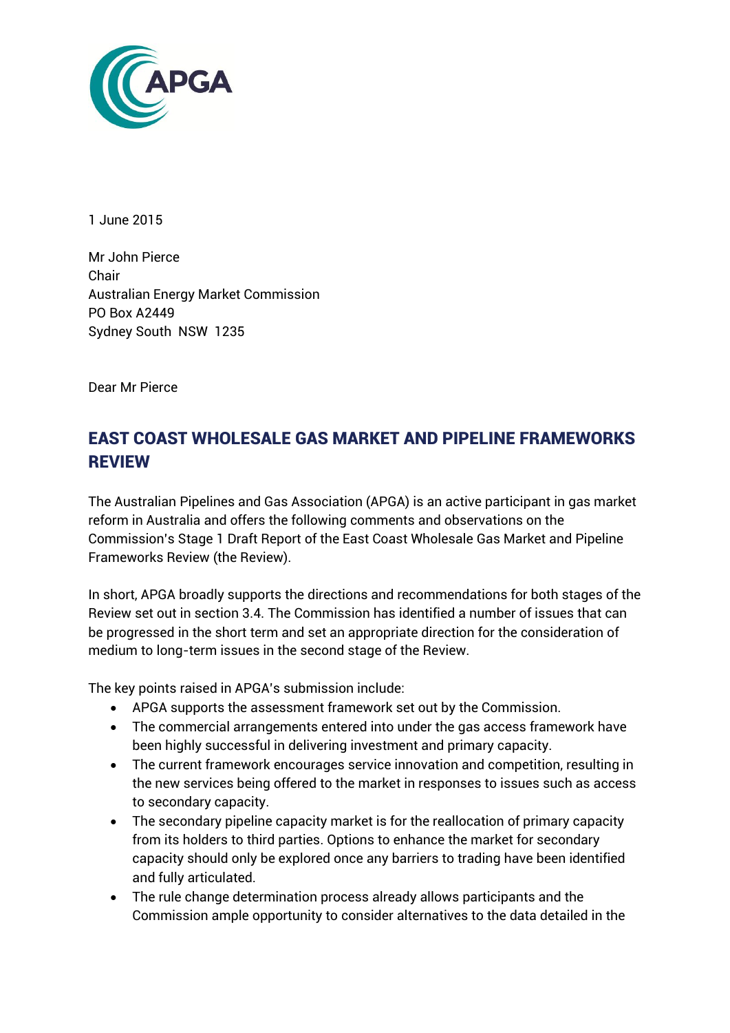APGA

1 June 2015

Mr John Pierce
Chair
Australian Energy Market Commission
PO Box A2449
Sydney South NSW 1235

Dear Mr Pierce

## EAST COAST WHOLESALE GAS MARKET AND PIPELINE FRAMEWORKS REVIEW

The Australian Pipelines and Gas Association (APGA) is an active participant in gas market reform in Australia and offers the following comments and observations on the Commission's Stage 1 Draft Report of the East Coast Wholesale Gas Market and Pipeline Frameworks Review (the Review).

In short, APGA broadly supports the directions and recommendations for both stages of the Review set out in section 3.4. The Commission has identified a number of issues that can be progressed in the short term and set an appropriate direction for the consideration of medium to long-term issues in the second stage of the Review.

The key points raised in APGA's submission include:

- APGA supports the assessment framework set out by the Commission.
- The commercial arrangements entered into under the gas access framework have been highly successful in delivering investment and primary capacity.
- The current framework encourages service innovation and competition, resulting in the new services being offered to the market in responses to issues such as access to secondary capacity.
- The secondary pipeline capacity market is for the reallocation of primary capacity from its holders to third parties. Options to enhance the market for secondary capacity should only be explored once any barriers to trading have been identified and fully articulated.
- The rule change determination process already allows participants and the Commission ample opportunity to consider alternatives to the data detailed in the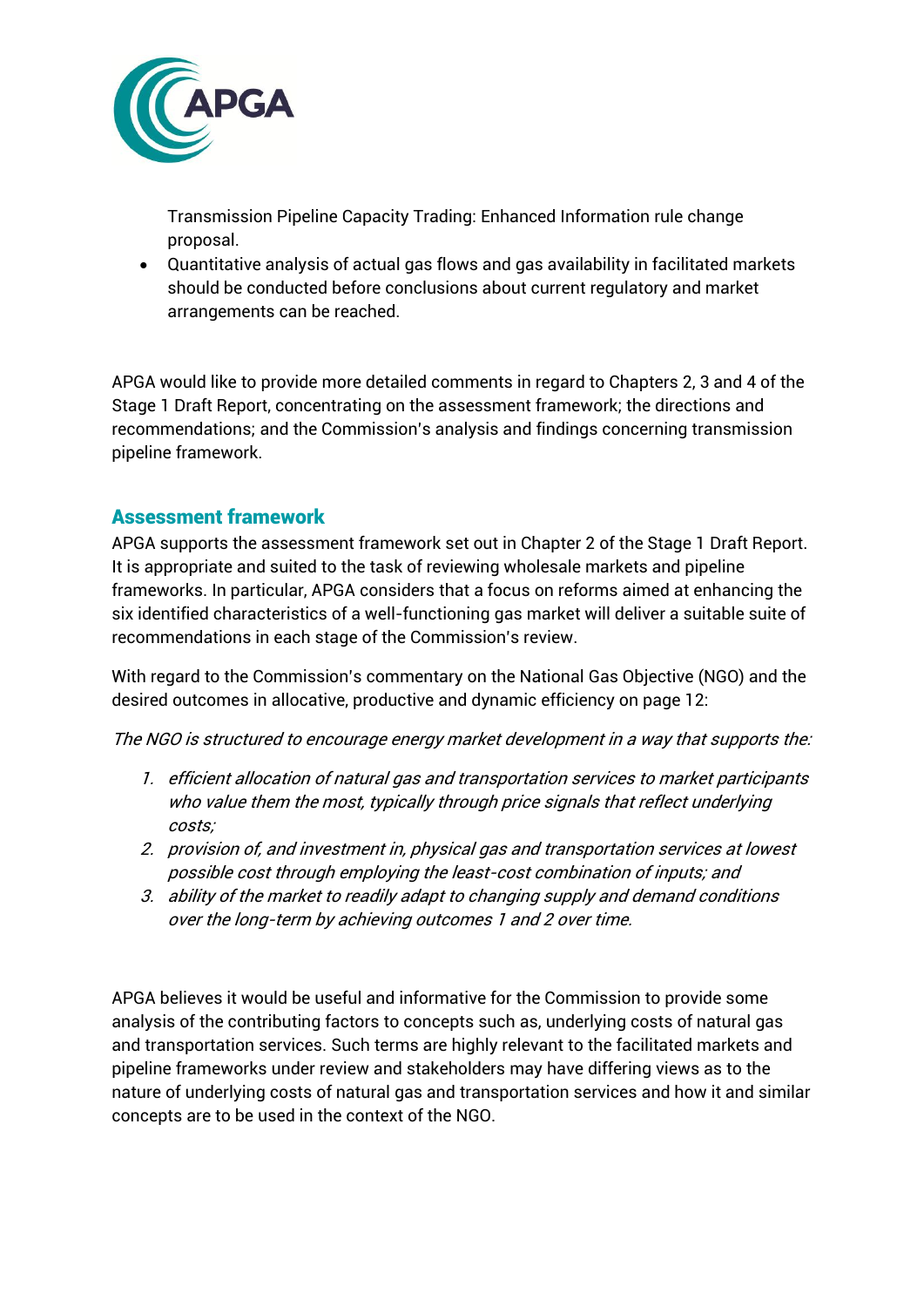Transmission Pipeline Capacity Trading: Enhanced Information rule change proposal.

- Quantitative analysis of actual gas flows and gas availability in facilitated markets should be conducted before conclusions about current regulatory and market arrangements can be reached.

APGA would like to provide more detailed comments in regard to Chapters 2, 3 and 4 of the Stage 1 Draft Report, concentrating on the assessment framework; the directions and recommendations; and the Commission's analysis and findings concerning transmission pipeline framework.

## Assessment framework

APGA supports the assessment framework set out in Chapter 2 of the Stage 1 Draft Report. It is appropriate and suited to the task of reviewing wholesale markets and pipeline frameworks. In particular, APGA considers that a focus on reforms aimed at enhancing the six identified characteristics of a well-functioning gas market will deliver a suitable suite of recommendations in each stage of the Commission's review.

With regard to the Commission's commentary on the National Gas Objective (NGO) and the desired outcomes in allocative, productive and dynamic efficiency on page 12:

*The NGO is structured to encourage energy market development in a way that supports the:*

1. *efficient allocation of natural gas and transportation services to market participants who value them the most, typically through price signals that reflect underlying costs;*
2. *provision of, and investment in, physical gas and transportation services at lowest possible cost through employing the least-cost combination of inputs; and*
3. *ability of the market to readily adapt to changing supply and demand conditions over the long-term by achieving outcomes 1 and 2 over time.*

APGA believes it would be useful and informative for the Commission to provide some analysis of the contributing factors to concepts such as, underlying costs of natural gas and transportation services. Such terms are highly relevant to the facilitated markets and pipeline frameworks under review and stakeholders may have differing views as to the nature of underlying costs of natural gas and transportation services and how it and similar concepts are to be used in the context of the NGO.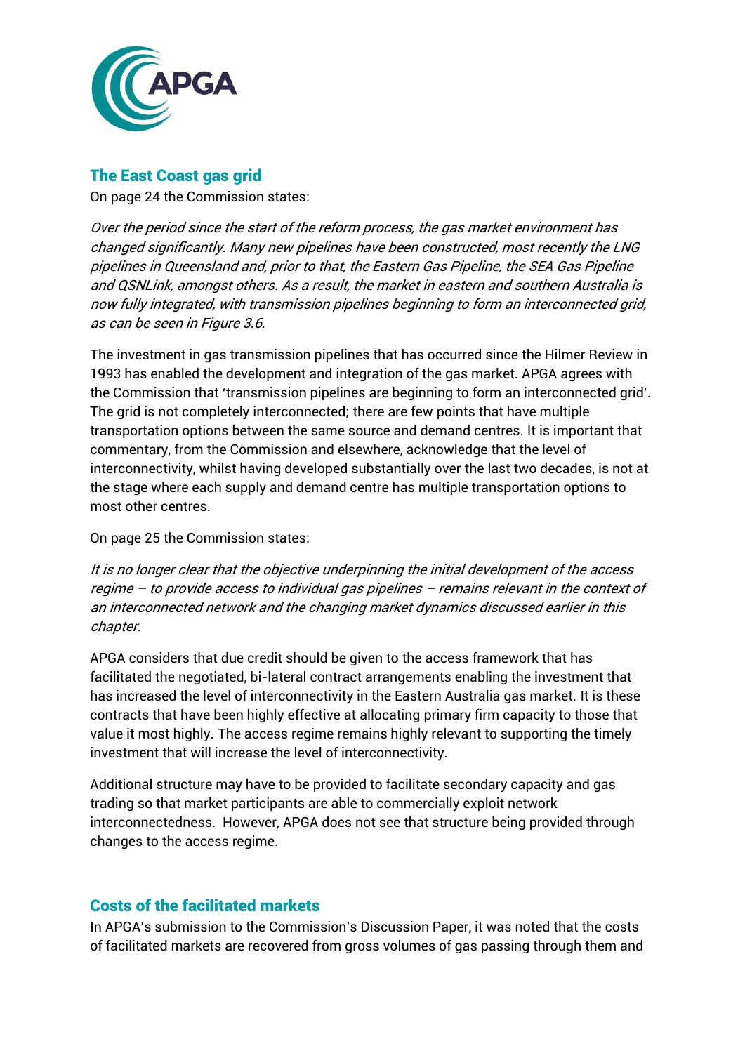## The East Coast gas grid

On page 24 the Commission states:

*Over the period since the start of the reform process, the gas market environment has changed significantly. Many new pipelines have been constructed, most recently the LNG pipelines in Queensland and, prior to that, the Eastern Gas Pipeline, the SEA Gas Pipeline and QSNLink, amongst others. As a result, the market in eastern and southern Australia is now fully integrated, with transmission pipelines beginning to form an interconnected grid, as can be seen in Figure 3.6.*

The investment in gas transmission pipelines that has occurred since the Hilmer Review in 1993 has enabled the development and integration of the gas market. APGA agrees with the Commission that 'transmission pipelines are beginning to form an interconnected grid'. The grid is not completely interconnected; there are few points that have multiple transportation options between the same source and demand centres. It is important that commentary, from the Commission and elsewhere, acknowledge that the level of interconnectivity, whilst having developed substantially over the last two decades, is not at the stage where each supply and demand centre has multiple transportation options to most other centres.

On page 25 the Commission states:

*It is no longer clear that the objective underpinning the initial development of the access regime – to provide access to individual gas pipelines – remains relevant in the context of an interconnected network and the changing market dynamics discussed earlier in this chapter.*

APGA considers that due credit should be given to the access framework that has facilitated the negotiated, bi-lateral contract arrangements enabling the investment that has increased the level of interconnectivity in the Eastern Australia gas market. It is these contracts that have been highly effective at allocating primary firm capacity to those that value it most highly. The access regime remains highly relevant to supporting the timely investment that will increase the level of interconnectivity.

Additional structure may have to be provided to facilitate secondary capacity and gas trading so that market participants are able to commercially exploit network interconnectedness. However, APGA does not see that structure being provided through changes to the access regime.

## Costs of the facilitated markets

In APGA's submission to the Commission's Discussion Paper, it was noted that the costs of facilitated markets are recovered from gross volumes of gas passing through them and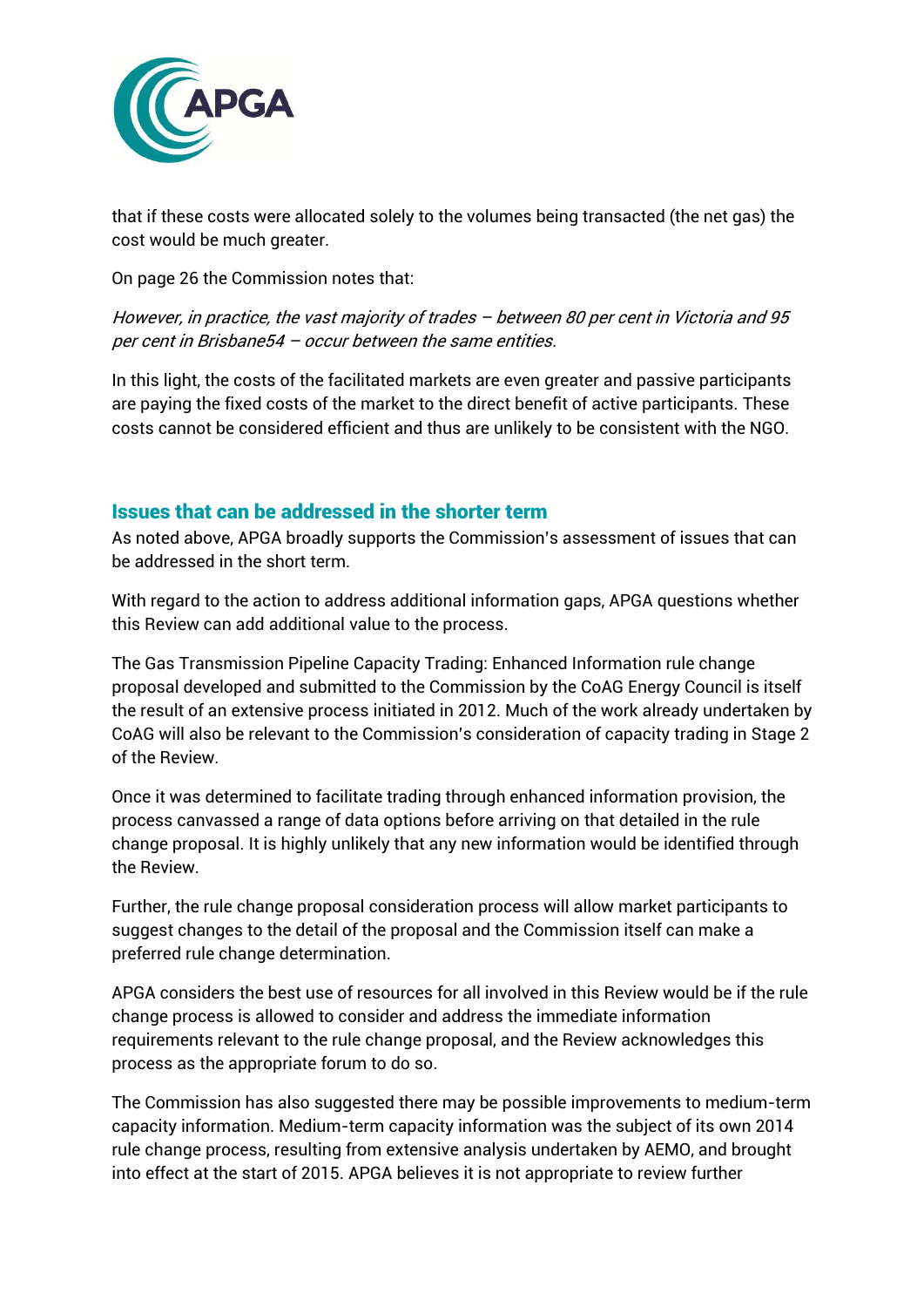that if these costs were allocated solely to the volumes being transacted (the net gas) the cost would be much greater.

On page 26 the Commission notes that:

*However, in practice, the vast majority of trades – between 80 per cent in Victoria and 95 per cent in Brisbane54 – occur between the same entities.*

In this light, the costs of the facilitated markets are even greater and passive participants are paying the fixed costs of the market to the direct benefit of active participants. These costs cannot be considered efficient and thus are unlikely to be consistent with the NGO.

## Issues that can be addressed in the shorter term

As noted above, APGA broadly supports the Commission's assessment of issues that can be addressed in the short term.

With regard to the action to address additional information gaps, APGA questions whether this Review can add additional value to the process.

The Gas Transmission Pipeline Capacity Trading: Enhanced Information rule change proposal developed and submitted to the Commission by the CoAG Energy Council is itself the result of an extensive process initiated in 2012. Much of the work already undertaken by CoAG will also be relevant to the Commission's consideration of capacity trading in Stage 2 of the Review.

Once it was determined to facilitate trading through enhanced information provision, the process canvassed a range of data options before arriving on that detailed in the rule change proposal. It is highly unlikely that any new information would be identified through the Review.

Further, the rule change proposal consideration process will allow market participants to suggest changes to the detail of the proposal and the Commission itself can make a preferred rule change determination.

APGA considers the best use of resources for all involved in this Review would be if the rule change process is allowed to consider and address the immediate information requirements relevant to the rule change proposal, and the Review acknowledges this process as the appropriate forum to do so.

The Commission has also suggested there may be possible improvements to medium-term capacity information. Medium-term capacity information was the subject of its own 2014 rule change process, resulting from extensive analysis undertaken by AEMO, and brought into effect at the start of 2015. APGA believes it is not appropriate to review further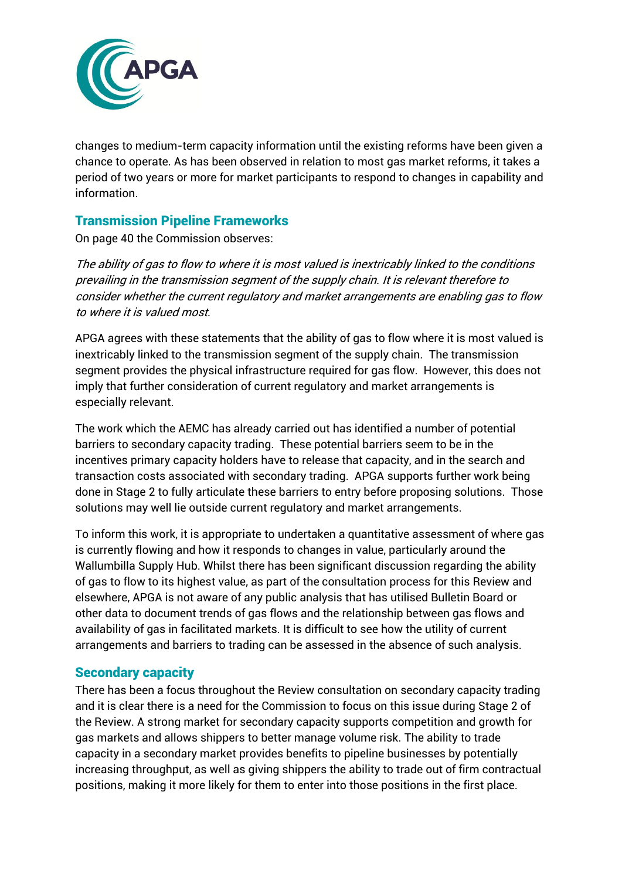changes to medium-term capacity information until the existing reforms have been given a chance to operate. As has been observed in relation to most gas market reforms, it takes a period of two years or more for market participants to respond to changes in capability and information.

## Transmission Pipeline Frameworks

On page 40 the Commission observes:

*The ability of gas to flow to where it is most valued is inextricably linked to the conditions prevailing in the transmission segment of the supply chain. It is relevant therefore to consider whether the current regulatory and market arrangements are enabling gas to flow to where it is valued most.*

APGA agrees with these statements that the ability of gas to flow where it is most valued is inextricably linked to the transmission segment of the supply chain. The transmission segment provides the physical infrastructure required for gas flow. However, this does not imply that further consideration of current regulatory and market arrangements is especially relevant.

The work which the AEMC has already carried out has identified a number of potential barriers to secondary capacity trading. These potential barriers seem to be in the incentives primary capacity holders have to release that capacity, and in the search and transaction costs associated with secondary trading. APGA supports further work being done in Stage 2 to fully articulate these barriers to entry before proposing solutions. Those solutions may well lie outside current regulatory and market arrangements.

To inform this work, it is appropriate to undertaken a quantitative assessment of where gas is currently flowing and how it responds to changes in value, particularly around the Wallumbilla Supply Hub. Whilst there has been significant discussion regarding the ability of gas to flow to its highest value, as part of the consultation process for this Review and elsewhere, APGA is not aware of any public analysis that has utilised Bulletin Board or other data to document trends of gas flows and the relationship between gas flows and availability of gas in facilitated markets. It is difficult to see how the utility of current arrangements and barriers to trading can be assessed in the absence of such analysis.

## Secondary capacity

There has been a focus throughout the Review consultation on secondary capacity trading and it is clear there is a need for the Commission to focus on this issue during Stage 2 of the Review. A strong market for secondary capacity supports competition and growth for gas markets and allows shippers to better manage volume risk. The ability to trade capacity in a secondary market provides benefits to pipeline businesses by potentially increasing throughput, as well as giving shippers the ability to trade out of firm contractual positions, making it more likely for them to enter into those positions in the first place.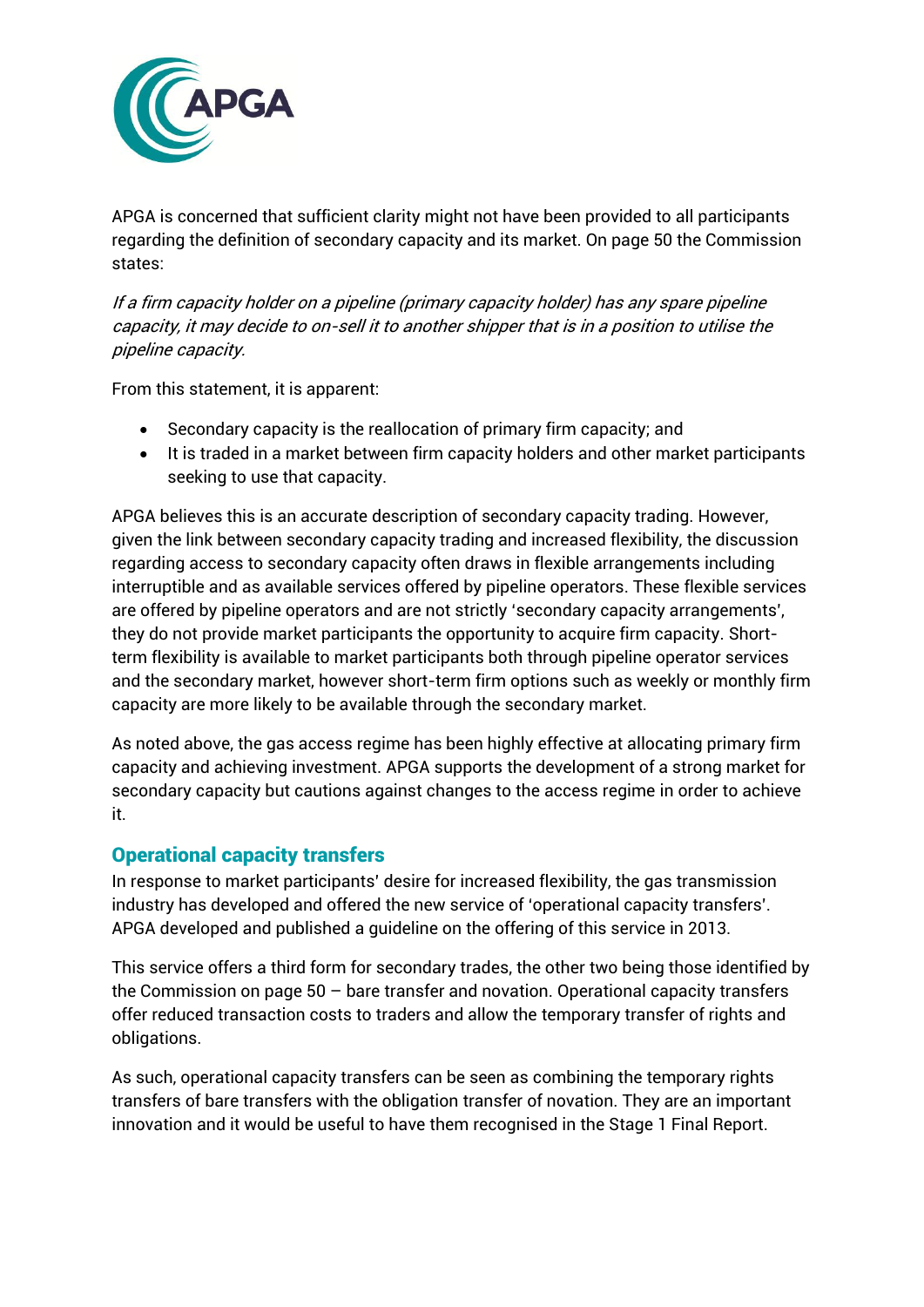APGA is concerned that sufficient clarity might not have been provided to all participants regarding the definition of secondary capacity and its market. On page 50 the Commission states:

*If a firm capacity holder on a pipeline (primary capacity holder) has any spare pipeline capacity, it may decide to on-sell it to another shipper that is in a position to utilise the pipeline capacity.*

From this statement, it is apparent:

- Secondary capacity is the reallocation of primary firm capacity; and
- It is traded in a market between firm capacity holders and other market participants seeking to use that capacity.

APGA believes this is an accurate description of secondary capacity trading. However, given the link between secondary capacity trading and increased flexibility, the discussion regarding access to secondary capacity often draws in flexible arrangements including interruptible and as available services offered by pipeline operators. These flexible services are offered by pipeline operators and are not strictly 'secondary capacity arrangements', they do not provide market participants the opportunity to acquire firm capacity. Short-term flexibility is available to market participants both through pipeline operator services and the secondary market, however short-term firm options such as weekly or monthly firm capacity are more likely to be available through the secondary market.

As noted above, the gas access regime has been highly effective at allocating primary firm capacity and achieving investment. APGA supports the development of a strong market for secondary capacity but cautions against changes to the access regime in order to achieve it.

## Operational capacity transfers

In response to market participants' desire for increased flexibility, the gas transmission industry has developed and offered the new service of 'operational capacity transfers'. APGA developed and published a guideline on the offering of this service in 2013.

This service offers a third form for secondary trades, the other two being those identified by the Commission on page 50 – bare transfer and novation. Operational capacity transfers offer reduced transaction costs to traders and allow the temporary transfer of rights and obligations.

As such, operational capacity transfers can be seen as combining the temporary rights transfers of bare transfers with the obligation transfer of novation. They are an important innovation and it would be useful to have them recognised in the Stage 1 Final Report.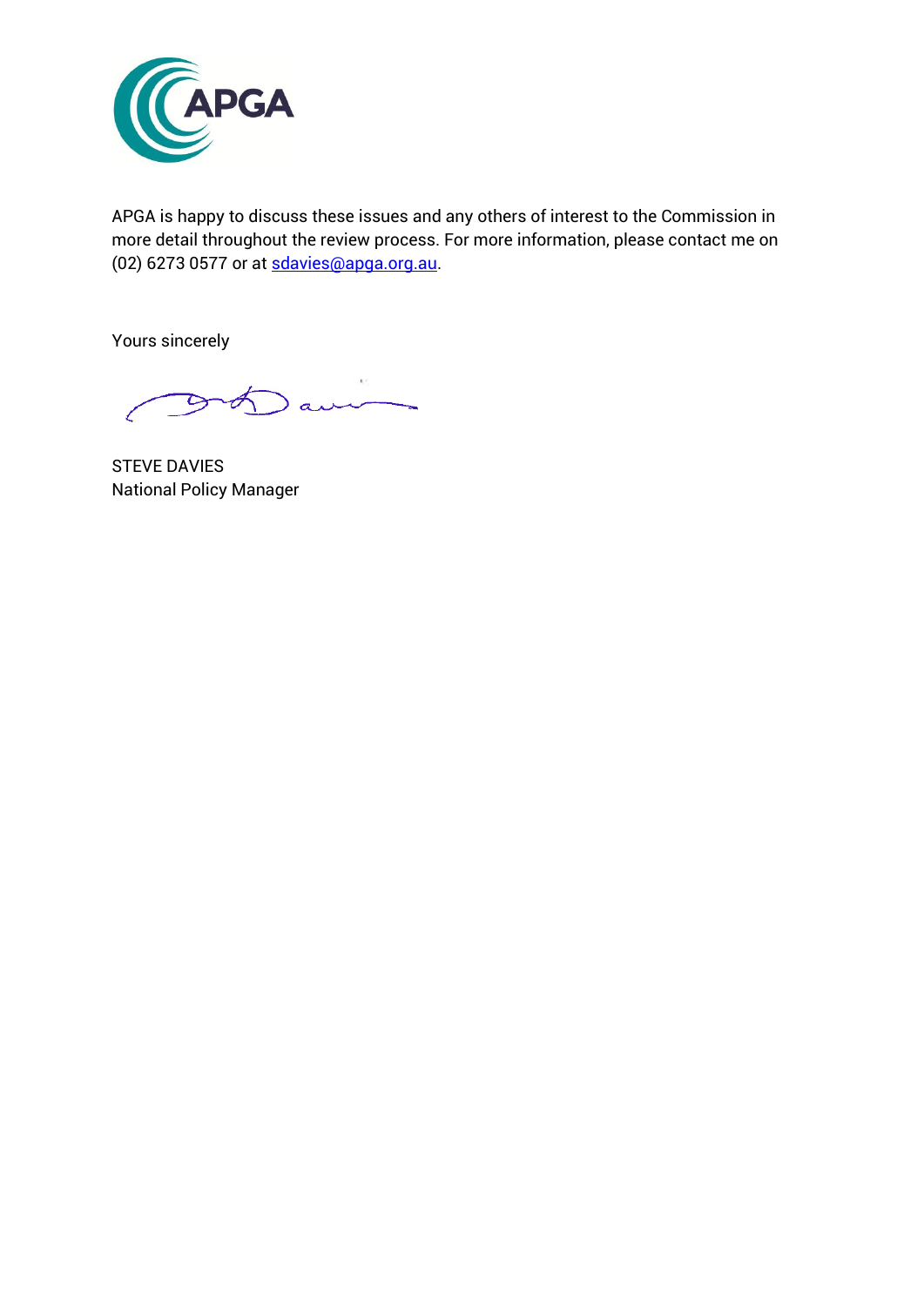APGA is happy to discuss these issues and any others of interest to the Commission in more detail throughout the review process. For more information, please contact me on (02) 6273 0577 or at sdavies@apga.org.au.

Yours sincerely

STEVE DAVIES
National Policy Manager